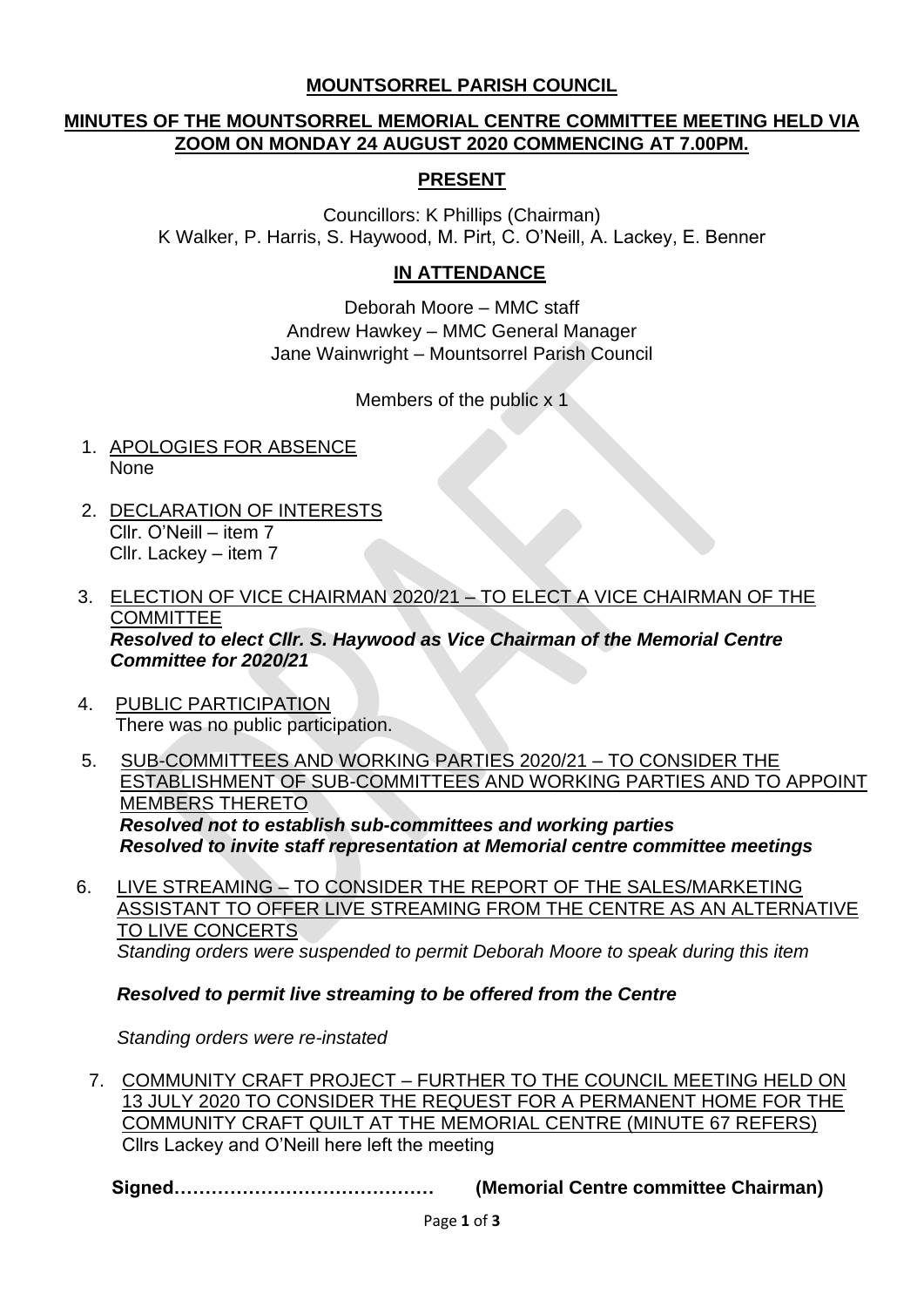# MOUNTSORREL PARISH COUNCIL

## MINUTES OF THE MOUNTSORREL MEMORIAL CENTRE COMMITTEE MEETING HELD VIA ZOOM ON MONDAY 24 AUGUST 2020 COMMENCING AT 7.00PM.

### PRESENT

Councillors: K Phillips (Chairman)
K Walker, P. Harris, S. Haywood, M. Pirt, C. O'Neill, A. Lackey, E. Benner

### IN ATTENDANCE

Deborah Moore – MMC staff
Andrew Hawkey – MMC General Manager
Jane Wainwright – Mountsorrel Parish Council

Members of the public x 1

1. APOLOGIES FOR ABSENCE
   None

2. DECLARATION OF INTERESTS
   Cllr. O'Neill – item 7
   Cllr. Lackey – item 7

3. ELECTION OF VICE CHAIRMAN 2020/21 – TO ELECT A VICE CHAIRMAN OF THE COMMITTEE
   ***Resolved to elect Cllr. S. Haywood as Vice Chairman of the Memorial Centre Committee for 2020/21***

4. PUBLIC PARTICIPATION
   There was no public participation.

5. SUB-COMMITTEES AND WORKING PARTIES 2020/21 – TO CONSIDER THE ESTABLISHMENT OF SUB-COMMITTEES AND WORKING PARTIES AND TO APPOINT MEMBERS THERETO
   ***Resolved not to establish sub-committees and working parties***
   ***Resolved to invite staff representation at Memorial centre committee meetings***

6. LIVE STREAMING – TO CONSIDER THE REPORT OF THE SALES/MARKETING ASSISTANT TO OFFER LIVE STREAMING FROM THE CENTRE AS AN ALTERNATIVE TO LIVE CONCERTS
   *Standing orders were suspended to permit Deborah Moore to speak during this item*

   ***Resolved to permit live streaming to be offered from the Centre***

   *Standing orders were re-instated*

7. COMMUNITY CRAFT PROJECT – FURTHER TO THE COUNCIL MEETING HELD ON 13 JULY 2020 TO CONSIDER THE REQUEST FOR A PERMANENT HOME FOR THE COMMUNITY CRAFT QUILT AT THE MEMORIAL CENTRE (MINUTE 67 REFERS)
   Cllrs Lackey and O'Neill here left the meeting

**Signed…………………………………… (Memorial Centre committee Chairman)**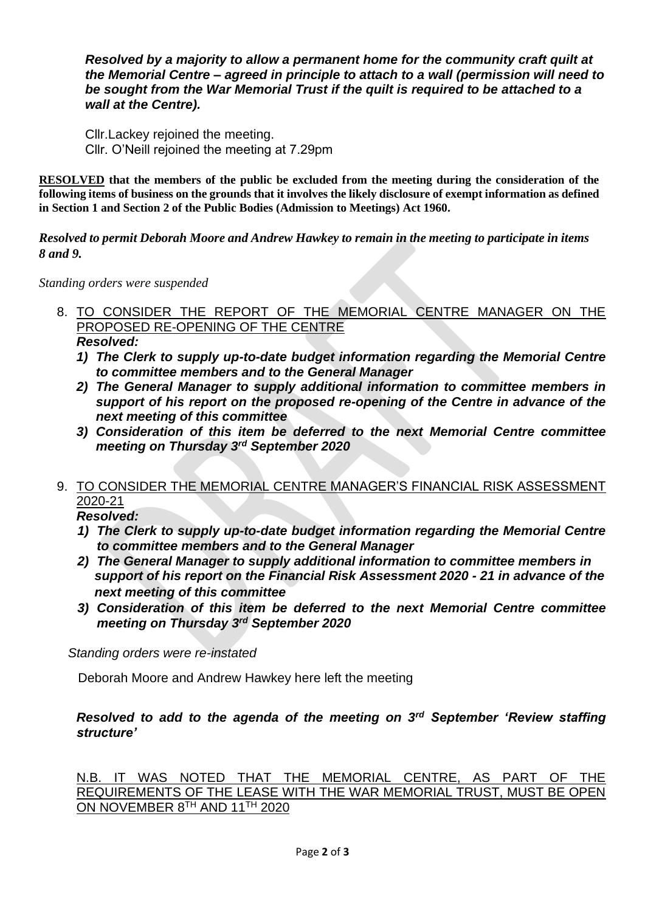***Resolved by a majority to allow a permanent home for the community craft quilt at the Memorial Centre – agreed in principle to attach to a wall (permission will need to be sought from the War Memorial Trust if the quilt is required to be attached to a wall at the Centre).***

Cllr.Lackey rejoined the meeting.
Cllr. O'Neill rejoined the meeting at 7.29pm

**RESOLVED that the members of the public be excluded from the meeting during the consideration of the following items of business on the grounds that it involves the likely disclosure of exempt information as defined in Section 1 and Section 2 of the Public Bodies (Admission to Meetings) Act 1960.**

***Resolved to permit Deborah Moore and Andrew Hawkey to remain in the meeting to participate in items 8 and 9.***

*Standing orders were suspended*

8. TO CONSIDER THE REPORT OF THE MEMORIAL CENTRE MANAGER ON THE PROPOSED RE-OPENING OF THE CENTRE
   ***Resolved:***
   1) ***The Clerk to supply up-to-date budget information regarding the Memorial Centre to committee members and to the General Manager***
   2) ***The General Manager to supply additional information to committee members in support of his report on the proposed re-opening of the Centre in advance of the next meeting of this committee***
   3) ***Consideration of this item be deferred to the next Memorial Centre committee meeting on Thursday 3rd September 2020***

9. TO CONSIDER THE MEMORIAL CENTRE MANAGER'S FINANCIAL RISK ASSESSMENT 2020-21
   ***Resolved:***
   1) ***The Clerk to supply up-to-date budget information regarding the Memorial Centre to committee members and to the General Manager***
   2) ***The General Manager to supply additional information to committee members in support of his report on the Financial Risk Assessment 2020 - 21 in advance of the next meeting of this committee***
   3) ***Consideration of this item be deferred to the next Memorial Centre committee meeting on Thursday 3rd September 2020***

*Standing orders were re-instated*

Deborah Moore and Andrew Hawkey here left the meeting

***Resolved to add to the agenda of the meeting on 3rd September 'Review staffing structure'***

N.B. IT WAS NOTED THAT THE MEMORIAL CENTRE, AS PART OF THE REQUIREMENTS OF THE LEASE WITH THE WAR MEMORIAL TRUST, MUST BE OPEN ON NOVEMBER 8TH AND 11TH 2020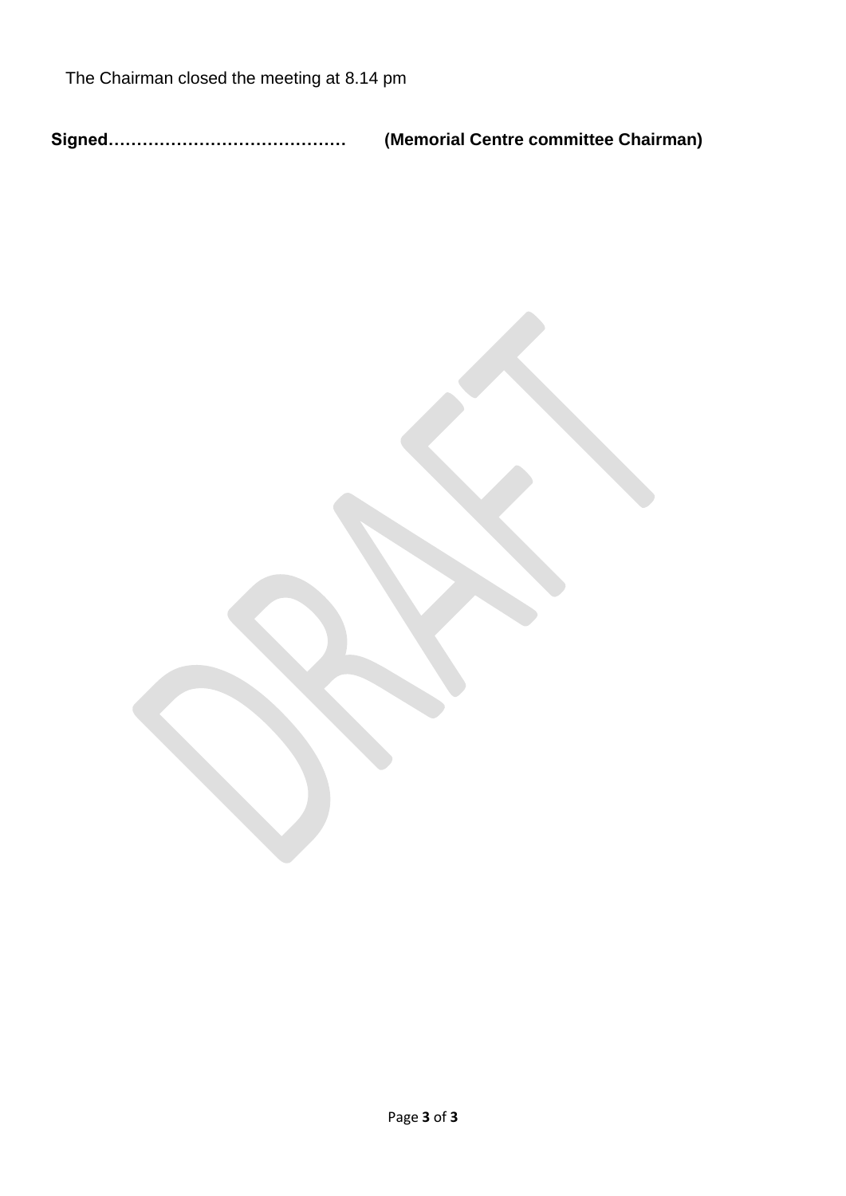The Chairman closed the meeting at 8.14 pm

**Signed……………………………………  (Memorial Centre committee Chairman)**

DRAFT